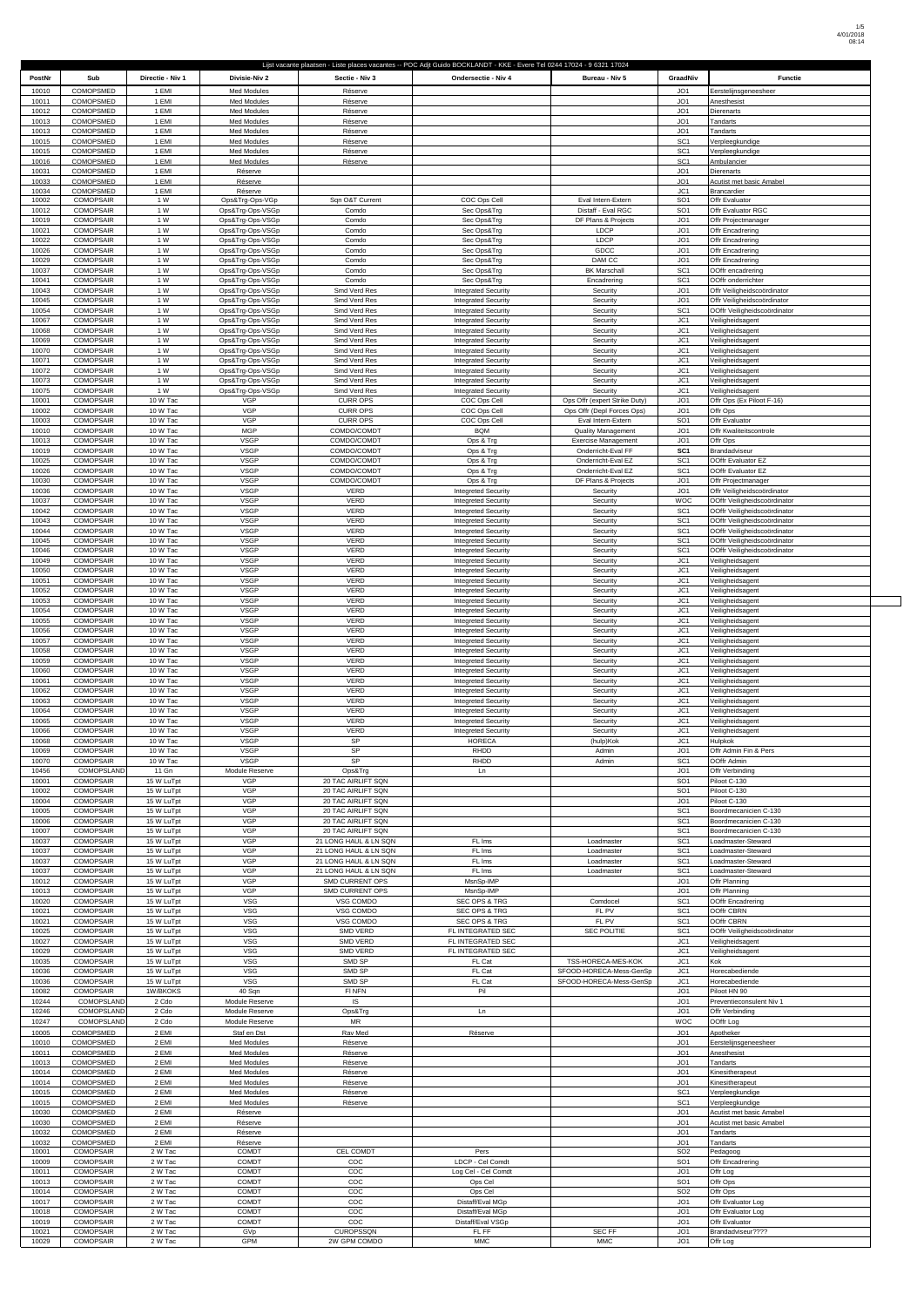Lijst vacante plaatsen - Liste places vacantes -- POC Adjt Guido BOCKLANDT - KKE - Evere Tel 0244 17024 - 9 6321 17024

| PostNr | Sub | Directie - Niv 1 | Divisie-Niv 2 | Sectie - Niv 3 | Ondersectie - Niv 4 | Bureau - Niv 5 | GraadNiv | Functie |
|---|---|---|---|---|---|---|---|---|
| 10010 | COMOPSMED | 1 EMI | Med Modules | Réserve | | | JO1 | Eerstelijnsgeneesheer |
| 10011 | COMOPSMED | 1 EMI | Med Modules | Réserve | | | JO1 | Anesthesist |
| 10012 | COMOPSMED | 1 EMI | Med Modules | Réserve | | | JO1 | Dierenarts |
| 10013 | COMOPSMED | 1 EMI | Med Modules | Réserve | | | JO1 | Tandarts |
| 10013 | COMOPSMED | 1 EMI | Med Modules | Réserve | | | JO1 | Tandarts |
| 10015 | COMOPSMED | 1 EMI | Med Modules | Réserve | | | SC1 | Verpleegkundige |
| 10015 | COMOPSMED | 1 EMI | Med Modules | Réserve | | | SC1 | Verpleegkundige |
| 10016 | COMOPSMED | 1 EMI | Med Modules | Réserve | | | SC1 | Ambulancier |
| 10031 | COMOPSMED | 1 EMI | Réserve | | | | JO1 | Dierenarts |
| 10033 | COMOPSMED | 1 EMI | Réserve | | | | JO1 | Acutist met basic Amabel |
| 10034 | COMOPSMED | 1 EMI | Réserve | | | | JC1 | Brancardier |
| 10002 | COMOPSAIR | 1 W | Ops&Trg-Ops-VGp | Sqn O&T Current | COC Ops Cell | Eval Intern-Extern | SO1 | Offr Evaluator |
| 10012 | COMOPSAIR | 1 W | Ops&Trg-Ops-VSGp | Comdo | Sec Ops&Trg | Distaff - Eval RGC | SO1 | Offr Evaluator RGC |
| 10019 | COMOPSAIR | 1 W | Ops&Trg-Ops-VSGp | Comdo | Sec Ops&Trg | DF Plans & Projects | JO1 | Offr Projectmanager |
| 10021 | COMOPSAIR | 1 W | Ops&Trg-Ops-VSGp | Comdo | Sec Ops&Trg | LDCP | JO1 | Offr Encadrering |
| 10022 | COMOPSAIR | 1 W | Ops&Trg-Ops-VSGp | Comdo | Sec Ops&Trg | LDCP | JO1 | Offr Encadrering |
| 10026 | COMOPSAIR | 1 W | Ops&Trg-Ops-VSGp | Comdo | Sec Ops&Trg | GDCC | JO1 | Offr Encadrering |
| 10029 | COMOPSAIR | 1 W | Ops&Trg-Ops-VSGp | Comdo | Sec Ops&Trg | DAM CC | JO1 | Offr Encadrering |
| 10037 | COMOPSAIR | 1 W | Ops&Trg-Ops-VSGp | Comdo | Sec Ops&Trg | BK Marschall | SC1 | OOffr encadrering |
| 10041 | COMOPSAIR | 1 W | Ops&Trg-Ops-VSGp | Comdo | Sec Ops&Trg | Encadrering | SC1 | OOffr onderrichter |
| 10043 | COMOPSAIR | 1 W | Ops&Trg-Ops-VSGp | Smd Verd Res | Integrated Security | Security | JO1 | Offr Veiligheidscoördinator |
| 10045 | COMOPSAIR | 1 W | Ops&Trg-Ops-VSGp | Smd Verd Res | Integrated Security | Security | JO1 | Offr Veiligheidscoördinator |
| 10054 | COMOPSAIR | 1 W | Ops&Trg-Ops-VSGp | Smd Verd Res | Integrated Security | Security | SC1 | OOffr Veiligheidscoördinator |
| 10067 | COMOPSAIR | 1 W | Ops&Trg-Ops-VSGp | Smd Verd Res | Integrated Security | Security | JC1 | Veiligheidsagent |
| 10068 | COMOPSAIR | 1 W | Ops&Trg-Ops-VSGp | Smd Verd Res | Integrated Security | Security | JC1 | Veiligheidsagent |
| 10069 | COMOPSAIR | 1 W | Ops&Trg-Ops-VSGp | Smd Verd Res | Integrated Security | Security | JC1 | Veiligheidsagent |
| 10070 | COMOPSAIR | 1 W | Ops&Trg-Ops-VSGp | Smd Verd Res | Integrated Security | Security | JC1 | Veiligheidsagent |
| 10071 | COMOPSAIR | 1 W | Ops&Trg-Ops-VSGp | Smd Verd Res | Integrated Security | Security | JC1 | Veiligheidsagent |
| 10072 | COMOPSAIR | 1 W | Ops&Trg-Ops-VSGp | Smd Verd Res | Integrated Security | Security | JC1 | Veiligheidsagent |
| 10073 | COMOPSAIR | 1 W | Ops&Trg-Ops-VSGp | Smd Verd Res | Integrated Security | Security | JC1 | Veiligheidsagent |
| 10075 | COMOPSAIR | 1 W | Ops&Trg-Ops-VSGp | Smd Verd Res | Integrated Security | Security | JC1 | Veiligheidsagent |
| 10001 | COMOPSAIR | 10 W Tac | VGP | CURR OPS | COC Ops Cell | Ops Offr (expert Strike Duty) | JO1 | Offr Ops (Ex Piloot F-16) |
| 10002 | COMOPSAIR | 10 W Tac | VGP | CURR OPS | COC Ops Cell | Ops Offr (Depl Forces Ops) | JO1 | Offr Ops |
| 10003 | COMOPSAIR | 10 W Tac | VGP | CURR OPS | COC Ops Cell | Eval Intern-Extern | SO1 | Offr Evaluator |
| 10010 | COMOPSAIR | 10 W Tac | MGP | COMDO/COMDT | BQM | Quality Management | JO1 | Offr Kwaliteitscontrole |
| 10013 | COMOPSAIR | 10 W Tac | VSGP | COMDO/COMDT | Ops & Trg | Exercise Management | JO1 | Offr Ops |
| 10019 | COMOPSAIR | 10 W Tac | VSGP | COMDO/COMDT | Ops & Trg | Onderricht-Eval FF | SC1 | Brandadviseur |
| 10025 | COMOPSAIR | 10 W Tac | VSGP | COMDO/COMDT | Ops & Trg | Onderricht-Eval EZ | SC1 | OOffr Evaluator EZ |
| 10026 | COMOPSAIR | 10 W Tac | VSGP | COMDO/COMDT | Ops & Trg | Onderricht-Eval EZ | SC1 | OOffr Evaluator EZ |
| 10030 | COMOPSAIR | 10 W Tac | VSGP | COMDO/COMDT | Ops & Trg | DF Plans & Projects | JO1 | Offr Projectmanager |
| 10036 | COMOPSAIR | 10 W Tac | VSGP | VERD | Integrated Security | Security | JO1 | Offr Veiligheidscoördinator |
| 10037 | COMOPSAIR | 10 W Tac | VSGP | VERD | Integrated Security | Security | WOC | OOffr Veiligheidscoördinator |
| 10042 | COMOPSAIR | 10 W Tac | VSGP | VERD | Integrated Security | Security | SC1 | OOffr Veiligheidscoördinator |
| 10043 | COMOPSAIR | 10 W Tac | VSGP | VERD | Integrated Security | Security | SC1 | OOffr Veiligheidscoördinator |
| 10044 | COMOPSAIR | 10 W Tac | VSGP | VERD | Integrated Security | Security | SC1 | OOffr Veiligheidscoördinator |
| 10045 | COMOPSAIR | 10 W Tac | VSGP | VERD | Integrated Security | Security | SC1 | OOffr Veiligheidscoördinator |
| 10046 | COMOPSAIR | 10 W Tac | VSGP | VERD | Integrated Security | Security | SC1 | OOffr Veiligheidscoördinator |
| 10049 | COMOPSAIR | 10 W Tac | VSGP | VERD | Integrated Security | Security | JC1 | Veiligheidsagent |
| 10050 | COMOPSAIR | 10 W Tac | VSGP | VERD | Integrated Security | Security | JC1 | Veiligheidsagent |
| 10051 | COMOPSAIR | 10 W Tac | VSGP | VERD | Integrated Security | Security | JC1 | Veiligheidsagent |
| 10052 | COMOPSAIR | 10 W Tac | VSGP | VERD | Integrated Security | Security | JC1 | Veiligheidsagent |
| 10053 | COMOPSAIR | 10 W Tac | VSGP | VERD | Integrated Security | Security | JC1 | Veiligheidsagent |
| 10054 | COMOPSAIR | 10 W Tac | VSGP | VERD | Integrated Security | Security | JC1 | Veiligheidsagent |
| 10055 | COMOPSAIR | 10 W Tac | VSGP | VERD | Integrated Security | Security | JC1 | Veiligheidsagent |
| 10056 | COMOPSAIR | 10 W Tac | VSGP | VERD | Integrated Security | Security | JC1 | Veiligheidsagent |
| 10057 | COMOPSAIR | 10 W Tac | VSGP | VERD | Integrated Security | Security | JC1 | Veiligheidsagent |
| 10058 | COMOPSAIR | 10 W Tac | VSGP | VERD | Integrated Security | Security | JC1 | Veiligheidsagent |
| 10059 | COMOPSAIR | 10 W Tac | VSGP | VERD | Integrated Security | Security | JC1 | Veiligheidsagent |
| 10060 | COMOPSAIR | 10 W Tac | VSGP | VERD | Integrated Security | Security | JC1 | Veiligheidsagent |
| 10061 | COMOPSAIR | 10 W Tac | VSGP | VERD | Integrated Security | Security | JC1 | Veiligheidsagent |
| 10062 | COMOPSAIR | 10 W Tac | VSGP | VERD | Integrated Security | Security | JC1 | Veiligheidsagent |
| 10063 | COMOPSAIR | 10 W Tac | VSGP | VERD | Integrated Security | Security | JC1 | Veiligheidsagent |
| 10064 | COMOPSAIR | 10 W Tac | VSGP | VERD | Integrated Security | Security | JC1 | Veiligheidsagent |
| 10065 | COMOPSAIR | 10 W Tac | VSGP | VERD | Integrated Security | Security | JC1 | Veiligheidsagent |
| 10066 | COMOPSAIR | 10 W Tac | VSGP | VERD | Integrated Security | Security | JC1 | Veiligheidsagent |
| 10068 | COMOPSAIR | 10 W Tac | VSGP | SP | HORECA | (hulp)Kok | JC1 | Hulpkok |
| 10069 | COMOPSAIR | 10 W Tac | VSGP | SP | RHDD | Admin | JO1 | Offr Admin Fin & Pers |
| 10070 | COMOPSAIR | 10 W Tac | VSGP | SP | RHDD | Admin | SC1 | OOffr Admin |
| 10456 | COMOPSLAND | 11 Gn | Module Reserve | Ops&Trg | Ln | | JO1 | Offr Verbinding |
| 10001 | COMOPSAIR | 15 W LuTpt | VGP | 20 TAC AIRLIFT SQN | | | SO1 | Piloot C-130 |
| 10002 | COMOPSAIR | 15 W LuTpt | VGP | 20 TAC AIRLIFT SQN | | | SO1 | Piloot C-130 |
| 10004 | COMOPSAIR | 15 W LuTpt | VGP | 20 TAC AIRLIFT SQN | | | JO1 | Piloot C-130 |
| 10005 | COMOPSAIR | 15 W LuTpt | VGP | 20 TAC AIRLIFT SQN | | | SC1 | Boordmecanicien C-130 |
| 10006 | COMOPSAIR | 15 W LuTpt | VGP | 20 TAC AIRLIFT SQN | | | SC1 | Boordmecanicien C-130 |
| 10007 | COMOPSAIR | 15 W LuTpt | VGP | 20 TAC AIRLIFT SQN | | | SC1 | Boordmecanicien C-130 |
| 10037 | COMOPSAIR | 15 W LuTpt | VGP | 21 LONG HAUL & LN SQN | FL lms | Loadmaster | SC1 | Loadmaster-Steward |
| 10037 | COMOPSAIR | 15 W LuTpt | VGP | 21 LONG HAUL & LN SQN | FL lms | Loadmaster | SC1 | Loadmaster-Steward |
| 10037 | COMOPSAIR | 15 W LuTpt | VGP | 21 LONG HAUL & LN SQN | FL lms | Loadmaster | SC1 | Loadmaster-Steward |
| 10037 | COMOPSAIR | 15 W LuTpt | VGP | 21 LONG HAUL & LN SQN | FL lms | Loadmaster | SC1 | Loadmaster-Steward |
| 10012 | COMOPSAIR | 15 W LuTpt | VGP | SMD CURRENT OPS | MsnSp-IMP | | JO1 | Offr Planning |
| 10013 | COMOPSAIR | 15 W LuTpt | VGP | SMD CURRENT OPS | MsnSp-IMP | | JO1 | Offr Planning |
| 10020 | COMOPSAIR | 15 W LuTpt | VSG | VSG COMDO | SEC OPS & TRG | Comdocel | SC1 | OOffr Encadrering |
| 10021 | COMOPSAIR | 15 W LuTpt | VSG | VSG COMDO | SEC OPS & TRG | FL PV | SC1 | OOffr CBRN |
| 10021 | COMOPSAIR | 15 W LuTpt | VSG | VSG COMDO | SEC OPS & TRG | FL PV | SC1 | OOffr CBRN |
| 10025 | COMOPSAIR | 15 W LuTpt | VSG | SMD VERD | FL INTEGRATED SEC | SEC POLITIE | SC1 | OOffr Veiligheidscoördinator |
| 10027 | COMOPSAIR | 15 W LuTpt | VSG | SMD VERD | FL INTEGRATED SEC | | JC1 | Veiligheidsagent |
| 10029 | COMOPSAIR | 15 W LuTpt | VSG | SMD VERD | FL INTEGRATED SEC | | JC1 | Veiligheidsagent |
| 10035 | COMOPSAIR | 15 W LuTpt | VSG | SMD SP | FL Cat | TSS-HORECA-MES-KOK | JC1 | Kok |
| 10036 | COMOPSAIR | 15 W LuTpt | VSG | SMD SP | FL Cat | SFOOD-HORECA-Mess-GenSp | JC1 | Horecabediende |
| 10036 | COMOPSAIR | 15 W LuTpt | VSG | SMD SP | FL Cat | SFOOD-HORECA-Mess-GenSp | JC1 | Horecabediende |
| 10082 | COMOPSAIR | 1W/BKOKS | 40 Sqn | Fl NFN | Pil | | JO1 | Piloot HN 90 |
| 10244 | COMOPSLAND | 2 Cdo | Module Reserve | IS | | | JO1 | Preventieconsulent Niv 1 |
| 10246 | COMOPSLAND | 2 Cdo | Module Reserve | Ops&Trg | Ln | | JO1 | Offr Verbinding |
| 10247 | COMOPSLAND | 2 Cdo | Module Reserve | MR | | | WOC | OOffr Log |
| 10005 | COMOPSMED | 2 EMI | Staf en Dst | Rav Med | Réserve | | JO1 | Apotheker |
| 10010 | COMOPSMED | 2 EMI | Med Modules | Réserve | | | JO1 | Eerstelijnsgeneesheer |
| 10011 | COMOPSMED | 2 EMI | Med Modules | Réserve | | | JO1 | Anesthesist |
| 10013 | COMOPSMED | 2 EMI | Med Modules | Réserve | | | JO1 | Tandarts |
| 10014 | COMOPSMED | 2 EMI | Med Modules | Réserve | | | JO1 | Kinesitherapeut |
| 10014 | COMOPSMED | 2 EMI | Med Modules | Réserve | | | JO1 | Kinesitherapeut |
| 10015 | COMOPSMED | 2 EMI | Med Modules | Réserve | | | SC1 | Verpleegkundige |
| 10015 | COMOPSMED | 2 EMI | Med Modules | Réserve | | | SC1 | Verpleegkundige |
| 10030 | COMOPSMED | 2 EMI | Réserve | | | | JO1 | Acutist met basic Amabel |
| 10030 | COMOPSMED | 2 EMI | Réserve | | | | JO1 | Acutist met basic Amabel |
| 10032 | COMOPSMED | 2 EMI | Réserve | | | | JO1 | Tandarts |
| 10032 | COMOPSMED | 2 EMI | Réserve | | | | JO1 | Tandarts |
| 10001 | COMOPSAIR | 2 W Tac | COMDT | CEL COMDT | Pers | | SO2 | Pedagoog |
| 10009 | COMOPSAIR | 2 W Tac | COMDT | COC | LDCP - Cel Comdt | | SO1 | Offr Encadrering |
| 10011 | COMOPSAIR | 2 W Tac | COMDT | COC | Log Cel - Cel Comdt | | JO1 | Offr Log |
| 10013 | COMOPSAIR | 2 W Tac | COMDT | COC | Ops Cel | | SO1 | Offr Ops |
| 10014 | COMOPSAIR | 2 W Tac | COMDT | COC | Ops Cel | | SO2 | Offr Ops |
| 10017 | COMOPSAIR | 2 W Tac | COMDT | COC | Distaff/Eval MGp | | JO1 | Offr Evaluator Log |
| 10018 | COMOPSAIR | 2 W Tac | COMDT | COC | Distaff/Eval MGp | | JO1 | Offr Evaluator Log |
| 10019 | COMOPSAIR | 2 W Tac | COMDT | COC | Distaff/Eval VSGp | | JO1 | Offr Evaluator |
| 10021 | COMOPSAIR | 2 W Tac | GVp | CUROPSSQN | FL FF | SEC FF | JO1 | Brandadviseur???? |
| 10029 | COMOPSAIR | 2 W Tac | GPM | 2W GPM COMDO | MMC | MMC | JO1 | Offr Log |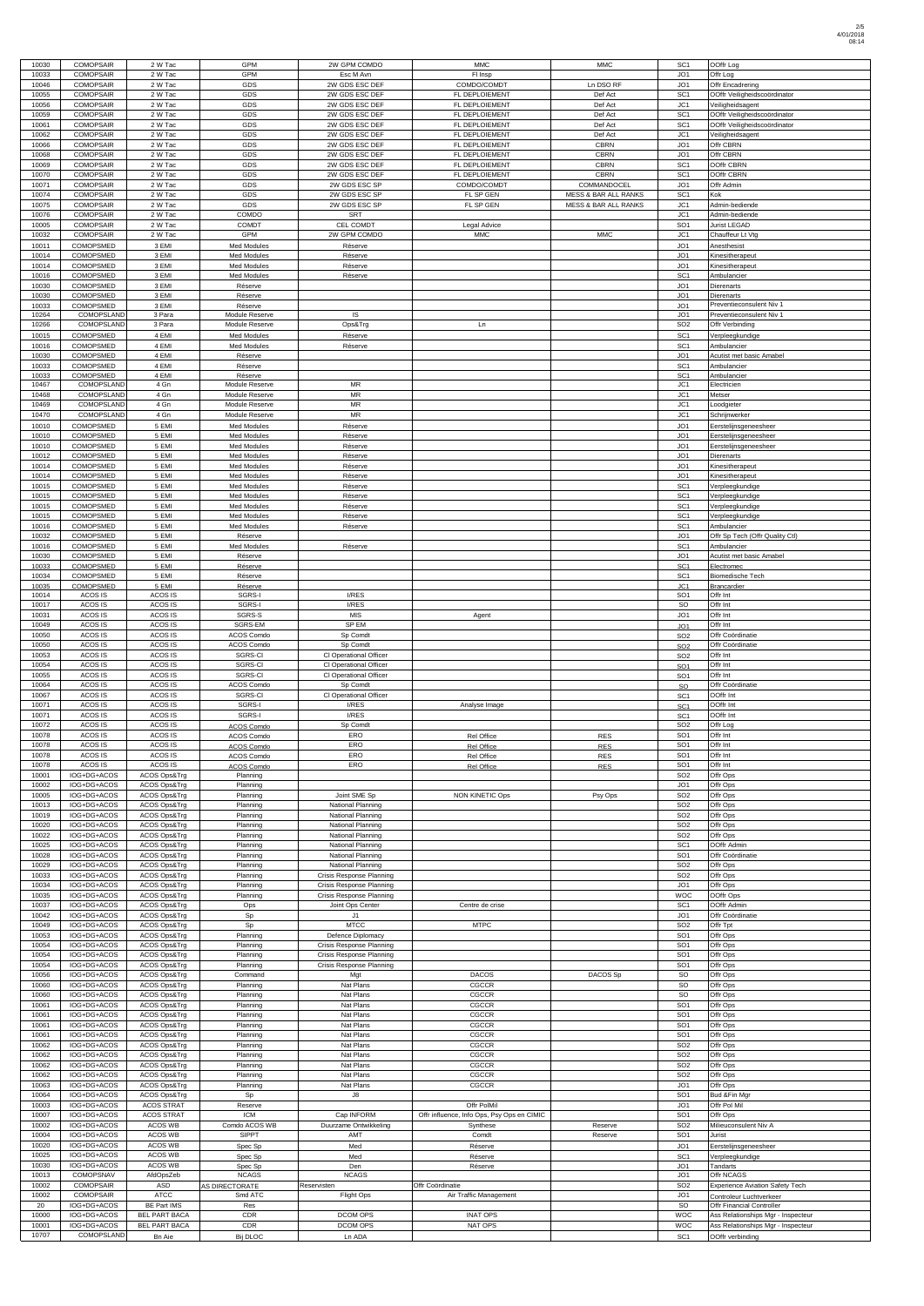| | | | | | | | | |
|---|---|---|---|---|---|---|---|---|
| 10030 | COMOPSAIR | 2 W Tac | GPM | 2W GPM COMDO | MMC | MMC | SC1 | OOffr Log |
| 10033 | COMOPSAIR | 2 W Tac | GPM | Esc M Avn | Fl Insp | | JO1 | Offr Log |
| 10046 | COMOPSAIR | 2 W Tac | GDS | 2W GDS ESC DEF | COMDO/COMDT | Ln DSO RF | JO1 | Offr Encadrering |
| 10055 | COMOPSAIR | 2 W Tac | GDS | 2W GDS ESC DEF | FL DEPLOIEMENT | Def Act | SC1 | OOffr Veiligheidscoördinator |
| 10056 | COMOPSAIR | 2 W Tac | GDS | 2W GDS ESC DEF | FL DEPLOIEMENT | Def Act | JC1 | Veiligheidsagent |
| 10059 | COMOPSAIR | 2 W Tac | GDS | 2W GDS ESC DEF | FL DEPLOIEMENT | Def Act | SC1 | OOffr Veiligheidscoördinator |
| 10061 | COMOPSAIR | 2 W Tac | GDS | 2W GDS ESC DEF | FL DEPLOIEMENT | Def Act | SC1 | OOffr Veiligheidscoördinator |
| 10062 | COMOPSAIR | 2 W Tac | GDS | 2W GDS ESC DEF | FL DEPLOIEMENT | Def Act | JC1 | Veiligheidsagent |
| 10066 | COMOPSAIR | 2 W Tac | GDS | 2W GDS ESC DEF | FL DEPLOIEMENT | CBRN | JO1 | Offr CBRN |
| 10068 | COMOPSAIR | 2 W Tac | GDS | 2W GDS ESC DEF | FL DEPLOIEMENT | CBRN | JO1 | Offr CBRN |
| 10069 | COMOPSAIR | 2 W Tac | GDS | 2W GDS ESC DEF | FL DEPLOIEMENT | CBRN | SC1 | OOffr CBRN |
| 10070 | COMOPSAIR | 2 W Tac | GDS | 2W GDS ESC DEF | FL DEPLOIEMENT | CBRN | SC1 | OOffr CBRN |
| 10071 | COMOPSAIR | 2 W Tac | GDS | 2W GDS ESC SP | COMDO/COMDT | COMMANDOCEL | JO1 | Offr Admin |
| 10074 | COMOPSAIR | 2 W Tac | GDS | 2W GDS ESC SP | FL SP GEN | MESS & BAR ALL RANKS | SC1 | Kok |
| 10075 | COMOPSAIR | 2 W Tac | GDS | 2W GDS ESC SP | FL SP GEN | MESS & BAR ALL RANKS | JC1 | Admin-bediende |
| 10076 | COMOPSAIR | 2 W Tac | COMDO | SRT | | | JC1 | Admin-bediende |
| 10005 | COMOPSAIR | 2 W Tac | COMDT | CEL COMDT | Legal Advice | | SO1 | Jurist LEGAD |
| 10032 | COMOPSAIR | 2 W Tac | GPM | 2W GPM COMDO | MMC | MMC | JC1 | Chauffeur Lt Vtg |
| 10011 | COMOPSMED | 3 EMI | Med Modules | Réserve | | | JO1 | Anesthesist |
| 10014 | COMOPSMED | 3 EMI | Med Modules | Réserve | | | JO1 | Kinesitherapeut |
| 10014 | COMOPSMED | 3 EMI | Med Modules | Réserve | | | JO1 | Kinesitherapeut |
| 10016 | COMOPSMED | 3 EMI | Med Modules | Réserve | | | SC1 | Ambulancier |
| 10030 | COMOPSMED | 3 EMI | Réserve | | | | JO1 | Dierenarts |
| 10030 | COMOPSMED | 3 EMI | Réserve | | | | JO1 | Dierenarts |
| 10033 | COMOPSMED | 3 EMI | Réserve | | | | JO1 | Preventieconsulent Niv 1 |
| 10264 | COMOPSLAND | 3 Para | Module Reserve | IS | | | JO1 | Preventieconsulent Niv 1 |
| 10266 | COMOPSLAND | 3 Para | Module Reserve | Ops&Trg | Ln | | SO2 | Offr Verbinding |
| 10015 | COMOPSMED | 4 EMI | Med Modules | Réserve | | | SC1 | Verpleegkundige |
| 10016 | COMOPSMED | 4 EMI | Med Modules | Réserve | | | SC1 | Ambulancier |
| 10030 | COMOPSMED | 4 EMI | Réserve | | | | JO1 | Acutist met basic Amabel |
| 10033 | COMOPSMED | 4 EMI | Réserve | | | | SC1 | Ambulancier |
| 10033 | COMOPSMED | 4 EMI | Réserve | | | | SC1 | Ambulancier |
| 10467 | COMOPSLAND | 4 Gn | Module Reserve | MR | | | JC1 | Electricien |
| 10468 | COMOPSLAND | 4 Gn | Module Reserve | MR | | | JC1 | Metser |
| 10469 | COMOPSLAND | 4 Gn | Module Reserve | MR | | | JC1 | Loodgieter |
| 10470 | COMOPSLAND | 4 Gn | Module Reserve | MR | | | JC1 | Schrijnwerker |
| 10010 | COMOPSMED | 5 EMI | Med Modules | Réserve | | | JO1 | Eerstelijnsgeneesheer |
| 10010 | COMOPSMED | 5 EMI | Med Modules | Réserve | | | JO1 | Eerstelijnsgeneesheer |
| 10010 | COMOPSMED | 5 EMI | Med Modules | Réserve | | | JO1 | Eerstelijnsgeneesheer |
| 10012 | COMOPSMED | 5 EMI | Med Modules | Réserve | | | JO1 | Dierenarts |
| 10014 | COMOPSMED | 5 EMI | Med Modules | Réserve | | | JO1 | Kinesitherapeut |
| 10014 | COMOPSMED | 5 EMI | Med Modules | Réserve | | | JO1 | Kinesitherapeut |
| 10015 | COMOPSMED | 5 EMI | Med Modules | Réserve | | | SC1 | Verpleegkundige |
| 10015 | COMOPSMED | 5 EMI | Med Modules | Réserve | | | SC1 | Verpleegkundige |
| 10015 | COMOPSMED | 5 EMI | Med Modules | Réserve | | | SC1 | Verpleegkundige |
| 10015 | COMOPSMED | 5 EMI | Med Modules | Réserve | | | SC1 | Verpleegkundige |
| 10016 | COMOPSMED | 5 EMI | Med Modules | Réserve | | | SC1 | Ambulancier |
| 10032 | COMOPSMED | 5 EMI | Reserve | | | | JO1 | Offr Sp Tech (Offr Quality Ctl) |
| 10016 | COMOPSMED | 5 EMI | Med Modules | Réserve | | | SC1 | Ambulancier |
| 10030 | COMOPSMED | 5 EMI | Réserve | | | | JO1 | Acutist met basic Amabel |
| 10033 | COMOPSMED | 5 EMI | Réserve | | | | SC1 | Electromec |
| 10034 | COMOPSMED | 5 EMI | Réserve | | | | SC1 | Biomedische Tech |
| 10035 | COMOPSMED | 5 EMI | Réserve | | | | JC1 | Brancardier |
| 10014 | ACOS IS | ACOS IS | SGRS-I | I/RES | | | SO1 | Offr Int |
| 10017 | ACOS IS | ACOS IS | SGRS-I | I/RES | | | SO | Offr Int |
| 10031 | ACOS IS | ACOS IS | SGRS-S | MIS | Agent | | JO1 | Offr Int |
| 10049 | ACOS IS | ACOS IS | SGRS-EM | SP EM | | | JO1 | Offr Int |
| 10050 | ACOS IS | ACOS IS | ACOS Comdo | Sp Comdt | | | SO2 | Offr Coördinatie |
| 10050 | ACOS IS | ACOS IS | ACOS Comdo | Sp Comdt | | | SO2 | Offr Coördinatie |
| 10053 | ACOS IS | ACOS IS | SGRS-CI | CI Operational Officer | | | SO2 | Offr Int |
| 10054 | ACOS IS | ACOS IS | SGRS-CI | CI Operational Officer | | | SO1 | Offr Int |
| 10055 | ACOS IS | ACOS IS | SGRS-CI | CI Operational Officer | | | SO1 | Offr Int |
| 10064 | ACOS IS | ACOS IS | ACOS Comdo | Sp Comdt | | | SO | Offr Coördinatie |
| 10067 | ACOS IS | ACOS IS | SGRS-CI | CI Operational Officer | | | SC1 | OOffr Int |
| 10071 | ACOS IS | ACOS IS | SGRS-I | I/RES | Analyse Image | | SC1 | OOffr Int |
| 10071 | ACOS IS | ACOS IS | SGRS-I | I/RES | | | SC1 | OOffr Int |
| 10072 | ACOS IS | ACOS IS | ACOS Comdo | Sp Comdt | | | SO2 | Offr Log |
| 10078 | ACOS IS | ACOS IS | ACOS Comdo | ERO | Rel Office | RES | SO1 | Offr Int |
| 10078 | ACOS IS | ACOS IS | ACOS Comdo | ERO | Rel Office | RES | SO1 | Offr Int |
| 10078 | ACOS IS | ACOS IS | ACOS Comdo | ERO | Rel Office | RES | SO1 | Offr Int |
| 10078 | ACOS IS | ACOS IS | ACOS Comdo | ERO | Rel Office | RES | SO1 | Offr Int |
| 10001 | IOG+DG+ACOS | ACOS Ops&Trg | Planning | | | | SO2 | Offr Ops |
| 10002 | IOG+DG+ACOS | ACOS Ops&Trg | Planning | | | | JO1 | Offr Ops |
| 10005 | IOG+DG+ACOS | ACOS Ops&Trg | Planning | Joint SME Sp | NON KINETIC Ops | Psy Ops | SO2 | Offr Ops |
| 10013 | IOG+DG+ACOS | ACOS Ops&Trg | Planning | National Planning | | | SO2 | Offr Ops |
| 10019 | IOG+DG+ACOS | ACOS Ops&Trg | Planning | National Planning | | | SO2 | Offr Ops |
| 10020 | IOG+DG+ACOS | ACOS Ops&Trg | Planning | National Planning | | | SO2 | Offr Ops |
| 10022 | IOG+DG+ACOS | ACOS Ops&Trg | Planning | National Planning | | | SO2 | Offr Ops |
| 10025 | IOG+DG+ACOS | ACOS Ops&Trg | Planning | National Planning | | | SC1 | OOffr Admin |
| 10028 | IOG+DG+ACOS | ACOS Ops&Trg | Planning | National Planning | | | SO1 | Offr Coördinatie |
| 10029 | IOG+DG+ACOS | ACOS Ops&Trg | Planning | National Planning | | | SO2 | Offr Ops |
| 10033 | IOG+DG+ACOS | ACOS Ops&Trg | Planning | Crisis Response Planning | | | SO2 | Offr Ops |
| 10034 | IOG+DG+ACOS | ACOS Ops&Trg | Planning | Crisis Response Planning | | | JO1 | Offr Ops |
| 10035 | IOG+DG+ACOS | ACOS Ops&Trg | Planning | Crisis Response Planning | | | WOC | OOffr Ops |
| 10037 | IOG+DG+ACOS | ACOS Ops&Trg | Ops | Joint Ops Center | Centre de crise | | SC1 | OOffr Admin |
| 10042 | IOG+DG+ACOS | ACOS Ops&Trg | Sp | J1 | | | JO1 | Offr Coördinatie |
| 10049 | IOG+DG+ACOS | ACOS Ops&Trg | Sp | MTCC | MTPC | | SO2 | Offr Tpt |
| 10053 | IOG+DG+ACOS | ACOS Ops&Trg | Planning | Defence Diplomacy | | | SO1 | Offr Ops |
| 10054 | IOG+DG+ACOS | ACOS Ops&Trg | Planning | Crisis Response Planning | | | SO1 | Offr Ops |
| 10054 | IOG+DG+ACOS | ACOS Ops&Trg | Planning | Crisis Response Planning | | | SO1 | Offr Ops |
| 10054 | IOG+DG+ACOS | ACOS Ops&Trg | Planning | Crisis Response Planning | | | SO1 | Offr Ops |
| 10056 | IOG+DG+ACOS | ACOS Ops&Trg | Command | Mgt | DACOS | DACOS Sp | SO | Offr Ops |
| 10060 | IOG+DG+ACOS | ACOS Ops&Trg | Planning | Nat Plans | CGCCR | | SO | Offr Ops |
| 10060 | IOG+DG+ACOS | ACOS Ops&Trg | Planning | Nat Plans | CGCCR | | SO | Offr Ops |
| 10061 | IOG+DG+ACOS | ACOS Ops&Trg | Planning | Nat Plans | CGCCR | | SO1 | Offr Ops |
| 10061 | IOG+DG+ACOS | ACOS Ops&Trg | Planning | Nat Plans | CGCCR | | SO1 | Offr Ops |
| 10061 | IOG+DG+ACOS | ACOS Ops&Trg | Planning | Nat Plans | CGCCR | | SO1 | Offr Ops |
| 10061 | IOG+DG+ACOS | ACOS Ops&Trg | Planning | Nat Plans | CGCCR | | SO1 | Offr Ops |
| 10062 | IOG+DG+ACOS | ACOS Ops&Trg | Planning | Nat Plans | CGCCR | | SO2 | Offr Ops |
| 10062 | IOG+DG+ACOS | ACOS Ops&Trg | Planning | Nat Plans | CGCCR | | SO2 | Offr Ops |
| 10062 | IOG+DG+ACOS | ACOS Ops&Trg | Planning | Nat Plans | CGCCR | | SO2 | Offr Ops |
| 10062 | IOG+DG+ACOS | ACOS Ops&Trg | Planning | Nat Plans | CGCCR | | SO2 | Offr Ops |
| 10063 | IOG+DG+ACOS | ACOS Ops&Trg | Planning | Nat Plans | CGCCR | | JO1 | Offr Ops |
| 10064 | IOG+DG+ACOS | ACOS Ops&Trg | Sp | J8 | | | SO1 | Bud &Fin Mgr |
| 10003 | IOG+DG+ACOS | ACOS STRAT | Reserve | | Offr PolMil | | JO1 | Offr Pol Mil |
| 10007 | IOG+DG+ACOS | ACOS STRAT | ICM | Cap INFORM | Offr influence, Info Ops, Psy Ops en CIMIC | | SO1 | Offr Ops |
| 10002 | IOG+DG+ACOS | ACOS WB | Comdo ACOS WB | Duurzame Ontwikkeling | Synthese | Reserve | SO2 | Milieuconsulent Niv A |
| 10004 | IOG+DG+ACOS | ACOS WB | SIPPT | AMT | Comdt | Reserve | SO1 | Jurist |
| 10020 | IOG+DG+ACOS | ACOS WB | Spec Sp | Med | Réserve | | JO1 | Eerstelijnsgeneesheer |
| 10025 | IOG+DG+ACOS | ACOS WB | Spec Sp | Med | Réserve | | SC1 | Verpleegkundige |
| 10030 | IOG+DG+ACOS | ACOS WB | Spec Sp | Den | Réserve | | JO1 | Tandarts |
| 10013 | COMOPSNAV | AfdOpsZeb | NCAGS | NCAGS | | | JO1 | Offr NCAGS |
| 10002 | COMOPSAIR | ASD | AS DIRECTORATE | Reservisten | Offr Coördinatie | | SO2 | Experience Aviation Safety Tech |
| 10002 | COMOPSAIR | ATCC | Smd ATC | Flight Ops | Air Traffic Management | | JO1 | Controleur Luchtverkeer |
| 20 | IOG+DG+ACOS | BE Part IMS | Res | | | | SO | Offr Financial Controller |
| 10000 | IOG+DG+ACOS | BEL PART BACA | CDR | DCOM OPS | INAT OPS | | WOC | Ass Relationships Mgr - Inspecteur |
| 10001 | IOG+DG+ACOS | BEL PART BACA | CDR | DCOM OPS | NAT OPS | | WOC | Ass Relationships Mgr - Inspecteur |
| 10707 | COMOPSLAND | Bn Aie | Bij DLOC | Ln ADA | | | SC1 | OOffr verbinding |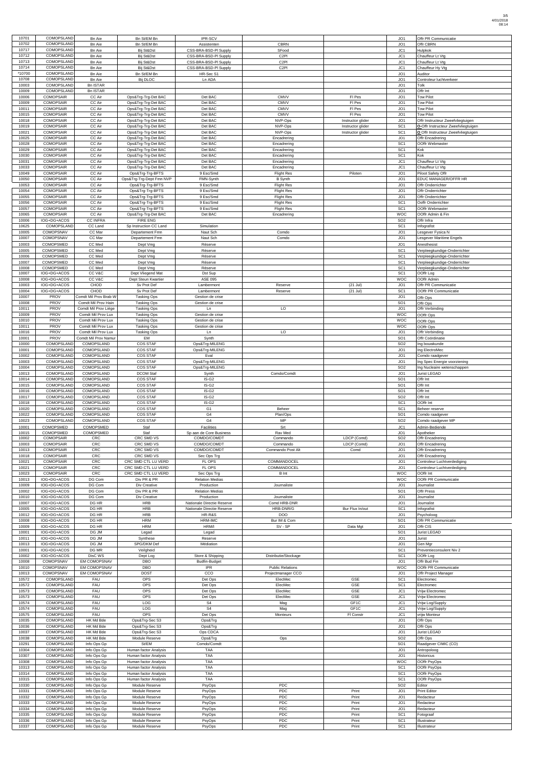| | | | | | | | | |
|---|---|---|---|---|---|---|---|---|
| 10701 | COMOPSLAND | Bn Aie | Bn St/EM Bn | IPR-SCV | | | JO1 | Offr PR Communicatie |
| 10702 | COMOPSLAND | Bn Aie | Bn St/EM Bn | Assistenten | CBRN | | JO1 | Offr CBRN |
| 10717 | COMOPSLAND | Bn Aie | Bij St&Dst | CSS-BRA-BSD-Pl Supply | SFood | | JC1 | Hulpkok |
| 10712 | COMOPSLAND | Bn Aie | Bij St&Dst | CSS-BRA-BSD-Pl Supply | C2Pl | | JC1 | Chauffeur Lt Vtg |
| 10713 | COMOPSLAND | Bn Aie | Bij St&Dst | CSS-BRA-BSD-Pl Supply | C2Pl | | JC1 | Chauffeur Lt Vtg |
| 10714 | COMOPSLAND | Bn Aie | Bij St&Dst | CSS-BRA-BSD-Pl Supply | C2Pl | | JC1 | Chauffeur Hy Vtg |
| *10700 | COMOPSLAND | Bn Aie | Bn St/EM Bn | HR-Sec S1 | | | JO1 | Auditor |
| 10708 | COMOPSLAND | Bn Aie | Bij DLOC | Ln ADA | | | JO1 | Controleur luchtverkeer |
| 10003 | COMOPSLAND | Bn ISTAR | | | | | JO1 | Tolk |
| 10009 | COMOPSLAND | Bn ISTAR | | | | | JO1 | Offr Int |
| 10006 | COMOPSAIR | CC Air | Ops&Trg-Trg-Det BAC | Det BAC | CMVV | Fl Pes | JO1 | Tow Pilot |
| 10009 | COMOPSAIR | CC Air | Ops&Trg-Trg-Det BAC | Det BAC | CMVV | Fl Pes | JO1 | Tow Pilot |
| 10011 | COMOPSAIR | CC Air | Ops&Trg-Trg-Det BAC | Det BAC | CMVV | Fl Pes | JO1 | Tow Pilot |
| 10015 | COMOPSAIR | CC Air | Ops&Trg-Trg-Det BAC | Det BAC | CMVV | Fl Pes | JO1 | Tow Pilot |
| 10018 | COMOPSAIR | CC Air | Ops&Trg-Trg-Det BAC | Det BAC | NVP-Ops | Instructor glider | JO1 | Offr Instructeur Zweefvliegtuigen |
| 10019 | COMOPSAIR | CC Air | Ops&Trg-Trg-Det BAC | Det BAC | NVP-Ops | Instructor glider | SC1 | O-Offr Instructeur Zweefvliegtuigen |
| 10021 | COMOPSAIR | CC Air | Ops&Trg-Trg-Det BAC | Det BAC | NVP-Ops | Instructor glider | SC1 | O Offr Instructeur Zweefvliegtuigen |
| 10025 | COMOPSAIR | CC Air | Ops&Trg-Trg-Det BAC | Det BAC | Encadrering | | JO1 | Offr Encadrering |
| 10028 | COMOPSAIR | CC Air | Ops&Trg-Trg-Det BAC | Det BAC | Encadrering | | SC1 | OOffr Webmaster |
| 10029 | COMOPSAIR | CC Air | Ops&Trg-Trg-Det BAC | Det BAC | Encadrering | | SC1 | Kok |
| 10030 | COMOPSAIR | CC Air | Ops&Trg-Trg-Det BAC | Det BAC | Encadrering | | SC1 | Kok |
| 10031 | COMOPSAIR | CC Air | Ops&Trg-Trg-Det BAC | Det BAC | Encadrering | | JC1 | Chauffeur Lt Vtg |
| 10033 | COMOPSAIR | CC Air | Ops&Trg-Trg-Det BAC | Det BAC | Encadrering | | JC1 | Chauffeur Lt Vtg |
| 10049 | COMOPSAIR | CC Air | Ops&Trg-Trg-BFTS | 9 Esc/Smd | Flight Res | Piloten | JO1 | Piloot Safety Offr |
| 10050 | COMOPSAIR | CC Air | Ops&Trg-Trg-Dept Fmn NVP | FMN-Synth | B Synth | | JO1 | EDUC MANAGER/OFFR HR |
| 10053 | COMOPSAIR | CC Air | Ops&Trg-Trg-BFTS | 9 Esc/Smd | Flight Res | | JO1 | Offr Onderrichter |
| 10054 | COMOPSAIR | CC Air | Ops&Trg-Trg-BFTS | 9 Esc/Smd | Flight Res | | JO1 | Offr Onderrichter |
| 10055 | COMOPSAIR | CC Air | Ops&Trg-Trg-BFTS | 9 Esc/Smd | Flight Res | | JO1 | Offr Onderrichter |
| 10056 | COMOPSAIR | CC Air | Ops&Trg-Trg-BFTS | 9 Esc/Smd | Flight Res | | SC1 | Ooffr Onderrichter |
| 10057 | COMOPSAIR | CC Air | Ops&Trg-Trg-BFTS | 9 Esc/Smd | Flight Res | | SC1 | OOffr Webmaster |
| 10065 | COMOPSAIR | CC Air | Ops&Trg-Trg-Det BAC | Det BAC | Encadrering | | WOC | OOffr Admin & Fin |
| 10006 | IOG+DG+ACOS | CC INFRA | FIRE ENG | | | | SO2 | Offr Infra |
| 10625 | COMOPSLAND | CC Land | Sp Instruction CC Land | Simulation | | | SC1 | Infografist |
| 10005 | COMOPSNAV | CC Mar | Departement Fmn | Naut Sch | Comdo | | JO1 | Lesgever Fysica N |
| 10007 | COMOPSNAV | CC Mar | Departement Fmn | Naut Sch | Comdo | | JO1 | Lesgever Maritime Engels |
| 10003 | COMOPSMED | CC Med | Dept Vmg | Réserve | | | JO1 | Anesthesist |
| 10005 | COMOPSMED | CC Med | Dept Vmg | Réserve | | | SC1 | Verpleegkundige-Onderrichter |
| 10006 | COMOPSMED | CC Med | Dept Vmg | Réserve | | | SC1 | Verpleegkundige-Onderrichter |
| 10007 | COMOPSMED | CC Med | Dept Vmg | Réserve | | | SC1 | Verpleegkundige-Onderrichter |
| 10008 | COMOPSMED | CC Med | Dept Vmg | Réserve | | | SC1 | Verpleegkundige-Onderrichter |
| 10007 | IOG+DG+ACOS | CC V&C | Dept Vliegend Mat | Dst Sup | | | SC1 | OOffr Log |
| 10008 | IOG+DG+ACOS | CC V&C | Dept Steun Kwartier | ASE 095 | | | WOC | OOffr Admin |
| 10003 | IOG+DG+ACOS | CHOD | Sv Prot Def | Lambermont | Reserve | (21 Jul) | JO1 | Offr PR Communicatie |
| 10004 | IOG+DG+ACOS | CHOD | Sv Prot Def | Lambermont | Reserve | (21 Jul) | SC1 | OOffr PR Communicatie |
| 10007 | PROV | Comdt Mil Prov Brab-W | Tasking Ops | Gestion de crise | | | JO1 | Offr Ops |
| 10008 | PROV | Comdt Mil Prov Hain | Tasking Ops | Gestion de crise | | | SO1 | Offr Ops |
| 10011 | PROV | Comdt Mil Prov Liège | Tasking Ops | Ln | LO | | JO1 | Offr Verbinding |
| 10009 | PROV | Comdt Mil Prov Lux | Tasking Ops | Gestion de crise | | | WOC | OOffr Ops |
| 10010 | PROV | Comdt Mil Prov Lux | Tasking Ops | Gestion de crise | | | WOC | OOffr Ops |
| 10011 | PROV | Comdt Mil Prov Lux | Tasking Ops | Gestion de crise | | | WOC | OOffr Ops |
| 10016 | PROV | Comdt Mil Prov Lux | Tasking Ops | Ln | LO | | JO1 | Offr Verbinding |
| 10001 | PROV | Comdt Mil Prov Namur | EM | Synth | | | SO1 | Offr Coördinatie |
| 10000 | COMOPSLAND | COMOPSLAND | COS STAF | Ops&Trg-MILENG | | | SO2 | Ing bouwkunde |
| 10001 | COMOPSLAND | COMOPSLAND | COS STAF | Ops&Trg-MILENG | | | JO1 | Ing ElectroMec |
| 10002 | COMOPSLAND | COMOPSLAND | COS STAF | Eval | | | JO1 | Comdo raadgever |
| 10003 | COMOPSLAND | COMOPSLAND | COS STAF | Ops&Trg-MILENG | | | JO1 | Ing Spec Energie voorziening |
| 10004 | COMOPSLAND | COMOPSLAND | COS STAF | Ops&Trg-MILENG | | | SO2 | Ing Nucleaire wetenschappen |
| 10013 | COMOPSLAND | COMOPSLAND | DCOM Staf | Synth | Comdo/Comdt | | JO1 | Jurist LEGAD |
| 10014 | COMOPSLAND | COMOPSLAND | COS STAF | IS-G2 | | | SO1 | Offr Int |
| 10015 | COMOPSLAND | COMOPSLAND | COS STAF | IS-G2 | | | SO1 | Offr Int |
| 10016 | COMOPSLAND | COMOPSLAND | COS STAF | IS-G2 | | | SO1 | Offr Int |
| 10017 | COMOPSLAND | COMOPSLAND | COS STAF | IS-G2 | | | SO2 | Offr Int |
| 10018 | COMOPSLAND | COMOPSLAND | COS STAF | IS-G2 | | | SC1 | OOffr Int |
| 10020 | COMOPSLAND | COMOPSLAND | COS STAF | G1 | Beheer | | SC1 | Beheer reserve |
| 10022 | COMOPSLAND | COMOPSLAND | COS STAF | G4 | Plan/Ops | | SO1 | Comdo raadgever |
| 10023 | COMOPSLAND | COMOPSLAND | COS STAF | G4 | MP | | SO2 | Comdo raadgever MP |
| 10001 | COMOPSMED | COMOPSMED | Staf | Facilities | Srt | | JC1 | Admin-Bediende |
| 10015 | COMOPSMED | COMOPSMED | Staf | Sp aan de Core Business | Rav Med | | JO1 | Apotheker |
| 10002 | COMOPSAIR | CRC | CRC SMD VS | COMDO/COMDT | Commando | LDCP (Comd) | SO2 | Offr Encadrering |
| 10003 | COMOPSAIR | CRC | CRC SMD VS | COMDO/COMDT | Commando | LDCP (Comd) | JO1 | Offr Encadrering |
| 10013 | COMOPSAIR | CRC | CRC SMD VS | COMDO/COMDT | Commando Post Alt | Comd | JO1 | Offr Encadrering |
| 10018 | COMOPSAIR | CRC | CRC SMD VS | Sec Ops Trg | | | JO1 | Offr Encadrering |
| 10021 | COMOPSAIR | CRC | CRC SMD CTL LU VERD | FL OPS | COMMANDOCEL | | JO1 | Controleur Luchtverdediging |
| 10021 | COMOPSAIR | CRC | CRC SMD CTL LU VERD | FL OPS | COMMANDOCEL | | JO1 | Controleur Luchtverdediging |
| 10023 | COMOPSAIR | CRC | CRC SMD CTL LU VERD | Sec Ops Trg | B Int | | WOC | OOffr Int |
| 10013 | IOG+DG+ACOS | DG Com | Div PR & PR | Relation Medias | | | WOC | OOffr PR Communicatie |
| 10009 | IOG+DG+ACOS | DG Com | Div Creative | Production | Journaliste | | JO1 | Journalist |
| 10002 | IOG+DG+ACOS | DG Com | Div PR & PR | Relation Medias | | | SO1 | Offr Press |
| 10010 | IOG+DG+ACOS | DG Com | Div Creative | Production | Journaliste | | JO1 | Journalist |
| 10007 | IOG+DG+ACOS | DG HR | HRB | Nationale Directie Reserve | Comd HRB-DNR | | JO1 | Journalist |
| 10005 | IOG+DG+ACOS | DG HR | HRB | Nationale Directie Reserve | HRB-DNR/G | Bur Flux In/out | SC1 | Infografist |
| 10012 | IOG+DG+ACOS | DG HR | HRB | HR-R&S | DOO | | JO1 | Psycholoog |
| 10008 | IOG+DG+ACOS | DG HR | HRM | HRM-IMC | Bur IM & Com | | SO1 | Offr PR Communicatie |
| 10009 | IOG+DG+ACOS | DG HR | HRM | HRM/I | SV - SP | Data Mgt | JO1 | Offr CIS |
| 10001 | IOG+DG+ACOS | DG JM | Legad | Legad | | | SO1 | Jurist LEGAD |
| 10011 | IOG+DG+ACOS | DG JM | Synthese | Reserve | | | JO1 | Jurist |
| 10013 | IOG+DG+ACOS | DG JM | SPG/DKM Def | Médiation | | | JO1 | Gen Mgr |
| 10001 | IOG+DG+ACOS | DG MR | Veiligheid | | | | SC1 | Preventieconsulent Niv 2 |
| 10002 | IOG+DG+ACOS | DisC WS | Dept Log | Store & Shipping | Distributie/Stockage | | SC1 | OOffr Log |
| 10008 | COMOPSNAV | EM COMOPSNAV | DBO | Budfin-Budget | | | JO1 | Offr Bud Fin |
| 10010 | COMOPSNAV | EM COMOPSNAV | DBO | IPR | Public Relations | | WOC | OOffr PR Communicatie |
| 10013 | COMOPSNAV | EM COMOPSNAV | DOST | CCO | Projectmanager CCO | | JO1 | Offr Project Manager |
| 10572 | COMOPSLAND | FAU | OPS | Det Ops | ElecMec | GSE | SC1 | Electromec |
| 10572 | COMOPSLAND | FAU | OPS | Det Ops | ElecMec | GSE | SC1 | Electromec |
| 10573 | COMOPSLAND | FAU | OPS | Det Ops | ElecMec | GSE | JC1 | Vrijw Electromec |
| 10573 | COMOPSLAND | FAU | OPS | Det Ops | ElecMec | GSE | JC1 | Vrijw Electromec |
| 10574 | COMOPSLAND | FAU | LOG | S4 | Mag | GF1C | JC1 | Vrijw Log/Supply |
| 10574 | COMOPSLAND | FAU | LOG | S4 | Mag | GF1C | JC1 | Vrijw Log/Supply |
| 10575 | COMOPSLAND | FAU | OPS | Det Ops | Monteurs | Fl Constr | JC1 | vrijw Monteur |
| 10035 | COMOPSLAND | HK Md Bde | Ops&Trg-Sec S3 | Ops&Trg | | | JO1 | Offr Ops |
| 10036 | COMOPSLAND | HK Md Bde | Ops&Trg-Sec S3 | Ops&Trg | | | JO1 | Offr Ops |
| 10037 | COMOPSLAND | HK Md Bde | Ops&Trg-Sec S3 | Ops CDCA | | | JO1 | Jurist LEGAD |
| 10038 | COMOPSLAND | HK Md Bde | Module Reserve | Ops&Trg | Ops | | SO2 | Offr Ops |
| 10291 | COMOPSLAND | Info Ops Gp | St/EM | Comdo/Comdt | | | SO1 | Raadgever CIMIC (CO) |
| 10304 | COMOPSLAND | Info Ops Gp | Human factor Analysis | TAA | | | JO1 | Antropoloog |
| 10307 | COMOPSLAND | Info Ops Gp | Human factor Analysis | TAA | | | JO1 | Historicus |
| 10308 | COMOPSLAND | Info Ops Gp | Human factor Analysis | TAA | | | WOC | OOffr PsyOps |
| 10313 | COMOPSLAND | Info Ops Gp | Human factor Analysis | TAA | | | SC1 | OOffr PsyOps |
| 10314 | COMOPSLAND | Info Ops Gp | Human factor Analysis | TAA | | | SC1 | OOffr PsyOps |
| 10315 | COMOPSLAND | Info Ops Gp | Human factor Analysis | TAA | | | SC1 | OOffr PsyOps |
| 10330 | COMOPSLAND | Info Ops Gp | Module Reserve | PsyOps | PDC | | SO2 | Editor |
| 10331 | COMOPSLAND | Info Ops Gp | Module Reserve | PsyOps | PDC | Print | JO1 | Print Editor |
| 10332 | COMOPSLAND | Info Ops Gp | Module Reserve | PsyOps | PDC | Print | JO1 | Redacteur |
| 10333 | COMOPSLAND | Info Ops Gp | Module Reserve | PsyOps | PDC | Print | JO1 | Redacteur |
| 10334 | COMOPSLAND | Info Ops Gp | Module Reserve | PsyOps | PDC | Print | JO1 | Redacteur |
| 10335 | COMOPSLAND | Info Ops Gp | Module Reserve | PsyOps | PDC | Print | SC1 | Fotograaf |
| 10336 | COMOPSLAND | Info Ops Gp | Module Reserve | PsyOps | PDC | Print | SC1 | Illustrateur |
| 10337 | COMOPSLAND | Info Ops Gp | Module Reserve | PsyOps | PDC | Print | SC1 | Illustrateur |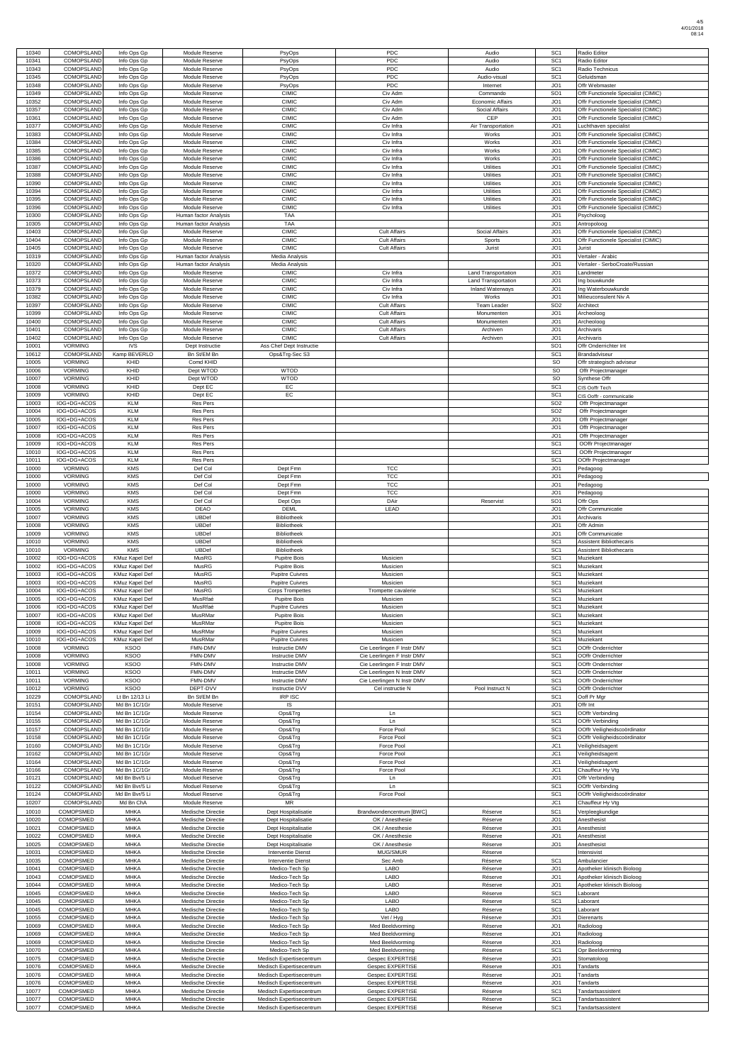| | | | | | | | | |
|---|---|---|---|---|---|---|---|---|
| 10340 | COMOPSLAND | Info Ops Gp | Module Reserve | PsyOps | PDC | Audio | SC1 | Radio Editor |
| 10341 | COMOPSLAND | Info Ops Gp | Module Reserve | PsyOps | PDC | Audio | SC1 | Radio Editor |
| 10343 | COMOPSLAND | Info Ops Gp | Module Reserve | PsyOps | PDC | Audio | SC1 | Radio Technicus |
| 10345 | COMOPSLAND | Info Ops Gp | Module Reserve | PsyOps | PDC | Audio-visual | SC1 | Geluidsman |
| 10348 | COMOPSLAND | Info Ops Gp | Module Reserve | PsyOps | PDC | Internet | JO1 | Offr Webmaster |
| 10349 | COMOPSLAND | Info Ops Gp | Module Reserve | CIMIC | Civ Adm | Commando | SO1 | Offr Functionele Specialist (CIMIC) |
| 10352 | COMOPSLAND | Info Ops Gp | Module Reserve | CIMIC | Civ Adm | Economic Affairs | JO1 | Offr Functionele Specialist (CIMIC) |
| 10357 | COMOPSLAND | Info Ops Gp | Module Reserve | CIMIC | Civ Adm | Social Affairs | JO1 | Offr Functionele Specialist (CIMIC) |
| 10361 | COMOPSLAND | Info Ops Gp | Module Reserve | CIMIC | Civ Adm | CEP | JO1 | Offr Functionele Specialist (CIMIC) |
| 10377 | COMOPSLAND | Info Ops Gp | Module Reserve | CIMIC | Civ Infra | Air Transportation | JO1 | Luchthaven specialist |
| 10383 | COMOPSLAND | Info Ops Gp | Module Reserve | CIMIC | Civ Infra | Works | JO1 | Offr Functionele Specialist (CIMIC) |
| 10384 | COMOPSLAND | Info Ops Gp | Module Reserve | CIMIC | Civ Infra | Works | JO1 | Offr Functionele Specialist (CIMIC) |
| 10385 | COMOPSLAND | Info Ops Gp | Module Reserve | CIMIC | Civ Infra | Works | JO1 | Offr Functionele Specialist (CIMIC) |
| 10386 | COMOPSLAND | Info Ops Gp | Module Reserve | CIMIC | Civ Infra | Works | JO1 | Offr Functionele Specialist (CIMIC) |
| 10387 | COMOPSLAND | Info Ops Gp | Module Reserve | CIMIC | Civ Infra | Utilities | JO1 | Offr Functionele Specialist (CIMIC) |
| 10388 | COMOPSLAND | Info Ops Gp | Module Reserve | CIMIC | Civ Infra | Utilities | JO1 | Offr Functionele Specialist (CIMIC) |
| 10390 | COMOPSLAND | Info Ops Gp | Module Reserve | CIMIC | Civ Infra | Utilities | JO1 | Offr Functionele Specialist (CIMIC) |
| 10394 | COMOPSLAND | Info Ops Gp | Module Reserve | CIMIC | Civ Infra | Utilities | JO1 | Offr Functionele Specialist (CIMIC) |
| 10395 | COMOPSLAND | Info Ops Gp | Module Reserve | CIMIC | Civ Infra | Utilities | JO1 | Offr Functionele Specialist (CIMIC) |
| 10396 | COMOPSLAND | Info Ops Gp | Module Reserve | CIMIC | Civ Infra | Utilities | JO1 | Offr Functionele Specialist (CIMIC) |
| 10300 | COMOPSLAND | Info Ops Gp | Human factor Analysis | TAA | | | JO1 | Psycholoog |
| 10305 | COMOPSLAND | Info Ops Gp | Human factor Analysis | TAA | | | JO1 | Antropoloog |
| 10403 | COMOPSLAND | Info Ops Gp | Module Reserve | CIMIC | Cult Affairs | Social Affairs | JO1 | Offr Functionele Specialist (CIMIC) |
| 10404 | COMOPSLAND | Info Ops Gp | Module Reserve | CIMIC | Cult Affairs | Sports | JO1 | Offr Functionele Specialist (CIMIC) |
| 10405 | COMOPSLAND | Info Ops Gp | Module Reserve | CIMIC | Cult Affairs | Jurist | JO1 | Jurist |
| 10319 | COMOPSLAND | Info Ops Gp | Human factor Analysis | Media Analysis | | | JO1 | Vertaler - Arabic |
| 10320 | COMOPSLAND | Info Ops Gp | Human factor Analysis | Media Analysis | | | JO1 | Vertaler - SerboCroate/Russian |
| 10372 | COMOPSLAND | Info Ops Gp | Module Reserve | CIMIC | Civ Infra | Land Transportation | JO1 | Landmeter |
| 10373 | COMOPSLAND | Info Ops Gp | Module Reserve | CIMIC | Civ Infra | Land Transportation | JO1 | Ing bouwkunde |
| 10379 | COMOPSLAND | Info Ops Gp | Module Reserve | CIMIC | Civ Infra | Inland Waterways | JO1 | Ing Waterbouwkunde |
| 10382 | COMOPSLAND | Info Ops Gp | Module Reserve | CIMIC | Civ Infra | Works | JO1 | Milieuconsulent Niv A |
| 10397 | COMOPSLAND | Info Ops Gp | Module Reserve | CIMIC | Cult Affairs | Team Leader | SO2 | Architect |
| 10399 | COMOPSLAND | Info Ops Gp | Module Reserve | CIMIC | Cult Affairs | Monumenten | JO1 | Archeoloog |
| 10400 | COMOPSLAND | Info Ops Gp | Module Reserve | CIMIC | Cult Affairs | Monumenten | JO1 | Archeoloog |
| 10401 | COMOPSLAND | Info Ops Gp | Module Reserve | CIMIC | Cult Affairs | Archiven | JO1 | Archivaris |
| 10402 | COMOPSLAND | Info Ops Gp | Module Reserve | CIMIC | Cult Affairs | Archiven | JO1 | Archivaris |
| 10001 | VORMING | IVS | Dept Instructie | Ass Chef Dept Instructie | | | SO1 | Offr Onderrichter Int |
| 10612 | COMOPSLAND | Kamp BEVERLO | Bn St/EM Bn | Ops&Trg-Sec S3 | | | SC1 | Brandadviseur |
| 10005 | VORMING | KHID | Comd KHID | | | | SO | Offr strategisch adviseur |
| 10006 | VORMING | KHID | Dept WTOD | WTOD | | | SO | Offr Projectmanager |
| 10007 | VORMING | KHID | Dept WTOD | WTOD | | | SO | Synthese Offr |
| 10008 | VORMING | KHID | Dept EC | EC | | | SC1 | CIS Ooffr Tech |
| 10009 | VORMING | KHID | Dept EC | EC | | | SC1 | CIS Ooffr - communicatie |
| 10003 | IOG+DG+ACOS | KLM | Res Pers | | | | SO2 | Offr Projectmanager |
| 10004 | IOG+DG+ACOS | KLM | Res Pers | | | | SO2 | Offr Projectmanager |
| 10005 | IOG+DG+ACOS | KLM | Res Pers | | | | JO1 | Offr Projectmanager |
| 10007 | IOG+DG+ACOS | KLM | Res Pers | | | | JO1 | Offr Projectmanager |
| 10008 | IOG+DG+ACOS | KLM | Res Pers | | | | JO1 | Offr Projectmanager |
| 10009 | IOG+DG+ACOS | KLM | Res Pers | | | | SC1 | OOffr Projectmanager |
| 10010 | IOG+DG+ACOS | KLM | Res Pers | | | | SC1 | OOffr Projectmanager |
| 10011 | IOG+DG+ACOS | KLM | Res Pers | | | | SC1 | OOffr Projectmanager |
| 10000 | VORMING | KMS | Def Col | Dept Fmn | TCC | | JO1 | Pedagoog |
| 10000 | VORMING | KMS | Def Col | Dept Fmn | TCC | | JO1 | Pedagoog |
| 10000 | VORMING | KMS | Def Col | Dept Fmn | TCC | | JO1 | Pedagoog |
| 10000 | VORMING | KMS | Def Col | Dept Fmn | TCC | | JO1 | Pedagoog |
| 10004 | VORMING | KMS | Def Col | Dept Ops | DAir | Reservist | SO1 | Offr Ops |
| 10005 | VORMING | KMS | DEAO | DEML | LEAD | | JO1 | Offr Communicatie |
| 10007 | VORMING | KMS | UBDef | Bibliotheek | | | JO1 | Archivaris |
| 10008 | VORMING | KMS | UBDef | Bibliotheek | | | JO1 | Offr Admin |
| 10009 | VORMING | KMS | UBDef | Bibliotheek | | | JO1 | Offr Communicatie |
| 10010 | VORMING | KMS | UBDef | Bibliotheek | | | SC1 | Assistent Bibliothecaris |
| 10010 | VORMING | KMS | UBDef | Bibliotheek | | | SC1 | Assistent Bibliothecaris |
| 10002 | IOG+DG+ACOS | KMuz Kapel Def | MusRG | Pupitre Bois | Musicien | | SC1 | Muziekant |
| 10002 | IOG+DG+ACOS | KMuz Kapel Def | MusRG | Pupitre Bois | Musicien | | SC1 | Muziekant |
| 10003 | IOG+DG+ACOS | KMuz Kapel Def | MusRG | Pupitre Cuivres | Musicien | | SC1 | Muziekant |
| 10003 | IOG+DG+ACOS | KMuz Kapel Def | MusRG | Pupitre Cuivres | Musicien | | SC1 | Muziekant |
| 10004 | IOG+DG+ACOS | KMuz Kapel Def | MusRG | Corps Trompettes | Trompette cavalerie | | SC1 | Muziekant |
| 10005 | IOG+DG+ACOS | KMuz Kapel Def | MusRfaé | Pupitre Bois | Musicien | | SC1 | Muziekant |
| 10006 | IOG+DG+ACOS | KMuz Kapel Def | MusRfaé | Pupitre Cuivres | Musicien | | SC1 | Muziekant |
| 10007 | IOG+DG+ACOS | KMuz Kapel Def | MusRMar | Pupitre Bois | Musicien | | SC1 | Muziekant |
| 10008 | IOG+DG+ACOS | KMuz Kapel Def | MusRMar | Pupitre Bois | Musicien | | SC1 | Muziekant |
| 10009 | IOG+DG+ACOS | KMuz Kapel Def | MusRMar | Pupitre Cuivres | Musicien | | SC1 | Muziekant |
| 10010 | IOG+DG+ACOS | KMuz Kapel Def | MusRMar | Pupitre Cuivres | Musicien | | SC1 | Muziekant |
| 10008 | VORMING | KSOO | FMN-DMV | Instructie DMV | Cie Leerlingen F Instr DMV | | SC1 | OOffr Onderrichter |
| 10008 | VORMING | KSOO | FMN-DMV | Instructie DMV | Cie Leerlingen F Instr DMV | | SC1 | OOffr Onderrichter |
| 10008 | VORMING | KSOO | FMN-DMV | Instructie DMV | Cie Leerlingen F Instr DMV | | SC1 | OOffr Onderrichter |
| 10011 | VORMING | KSOO | FMN-DMV | Instructie DMV | Cie Leerlingen N Instr DMV | | SC1 | OOffr Onderrichter |
| 10011 | VORMING | KSOO | FMN-DMV | Instructie DMV | Cie Leerlingen N Instr DMV | | SC1 | OOffr Onderrichter |
| 10012 | VORMING | KSOO | DEPT-DVV | Instructie DVV | Cel instructie N | Pool Instruct N | SC1 | OOffr Onderrichter |
| 10229 | COMOPSLAND | Lt Bn 12/13 Li | Bn St/EM Bn | IRP ISC | | | SC1 | Ooff Pr Mgr |
| 10151 | COMOPSLAND | Md Bn 1C/1Gr | Module Reserve | IS | | | JO1 | Offr Int |
| 10154 | COMOPSLAND | Md Bn 1C/1Gr | Module Reserve | Ops&Trg | Ln | | SC1 | OOffr Verbinding |
| 10155 | COMOPSLAND | Md Bn 1C/1Gr | Module Reserve | Ops&Trg | Ln | | SC1 | OOffr Verbinding |
| 10157 | COMOPSLAND | Md Bn 1C/1Gr | Module Reserve | Ops&Trg | Force Pool | | SC1 | OOffr Veiligheidscoördinator |
| 10158 | COMOPSLAND | Md Bn 1C/1Gr | Module Reserve | Ops&Trg | Force Pool | | SC1 | OOffr Veiligheidscoördinator |
| 10160 | COMOPSLAND | Md Bn 1C/1Gr | Module Reserve | Ops&Trg | Force Pool | | JC1 | Veiligheidsagent |
| 10162 | COMOPSLAND | Md Bn 1C/1Gr | Module Reserve | Ops&Trg | Force Pool | | JC1 | Veiligheidsagent |
| 10164 | COMOPSLAND | Md Bn 1C/1Gr | Module Reserve | Ops&Trg | Force Pool | | JC1 | Veiligheidsagent |
| 10166 | COMOPSLAND | Md Bn 1C/1Gr | Module Reserve | Ops&Trg | Force Pool | | JC1 | Chauffeur Hy Vtg |
| 10121 | COMOPSLAND | Md Bn Bvr/5 Li | Moduel Reserve | Ops&Trg | Ln | | JO1 | Offr Verbinding |
| 10122 | COMOPSLAND | Md Bn Bvr/5 Li | Moduel Reserve | Ops&Trg | Ln | | SC1 | OOffr Verbinding |
| 10124 | COMOPSLAND | Md Bn Bvr/5 Li | Moduel Reserve | Ops&Trg | Force Pool | | SC1 | OOffr Veiligheidscoördinator |
| 10207 | COMOPSLAND | Md Bn ChA | Module Reserve | MR | | | JC1 | Chauffeur Hy Vtg |
| 10010 | COMOPSMED | MHKA | Medische Directie | Dept Hospitalisatie | Brandwondencentrum [BWC] | Réserve | SC1 | Verpleegkundige |
| 10020 | COMOPSMED | MHKA | Medische Directie | Dept Hospitalisatie | OK / Anesthesie | Réserve | JO1 | Anesthesist |
| 10021 | COMOPSMED | MHKA | Medische Directie | Dept Hospitalisatie | OK / Anesthesie | Réserve | JO1 | Anesthesist |
| 10022 | COMOPSMED | MHKA | Medische Directie | Dept Hospitalisatie | OK / Anesthesie | Réserve | JO1 | Anesthesist |
| 10025 | COMOPSMED | MHKA | Medische Directie | Dept Hospitalisatie | OK / Anesthesie | Réserve | JO1 | Anesthesist |
| 10031 | COMOPSMED | MHKA | Medische Directie | Interventie Dienst | MUG/SMUR | Réserve | | Intensivist |
| 10035 | COMOPSMED | MHKA | Medische Directie | Interventie Dienst | Sec Amb | Réserve | SC1 | Ambulancier |
| 10041 | COMOPSMED | MHKA | Medische Directie | Medico-Tech Sp | LABO | Réserve | JO1 | Apotheker klinisch Bioloog |
| 10043 | COMOPSMED | MHKA | Medische Directie | Medico-Tech Sp | LABO | Réserve | JO1 | Apotheker klinisch Bioloog |
| 10044 | COMOPSMED | MHKA | Medische Directie | Medico-Tech Sp | LABO | Réserve | JO1 | Apotheker klinisch Bioloog |
| 10045 | COMOPSMED | MHKA | Medische Directie | Medico-Tech Sp | LABO | Réserve | SC1 | Laborant |
| 10045 | COMOPSMED | MHKA | Medische Directie | Medico-Tech Sp | LABO | Réserve | SC1 | Laborant |
| 10045 | COMOPSMED | MHKA | Medische Directie | Medico-Tech Sp | LABO | Réserve | SC1 | Laborant |
| 10055 | COMOPSMED | MHKA | Medische Directie | Medico-Tech Sp | Vet / Hyg | Réserve | JO1 | Dierenarts |
| 10069 | COMOPSMED | MHKA | Medische Directie | Medico-Tech Sp | Med Beeldvorming | Réserve | JO1 | Radioloog |
| 10069 | COMOPSMED | MHKA | Medische Directie | Medico-Tech Sp | Med Beeldvorming | Réserve | JO1 | Radioloog |
| 10069 | COMOPSMED | MHKA | Medische Directie | Medico-Tech Sp | Med Beeldvorming | Réserve | JO1 | Radioloog |
| 10070 | COMOPSMED | MHKA | Medische Directie | Medico-Tech Sp | Med Beeldvorming | Réserve | SC1 | Opr Beeldvorming |
| 10075 | COMOPSMED | MHKA | Medische Directie | Medisch Expertisecentrum | Gespec EXPERTISE | Réserve | JO1 | Stomatoloog |
| 10076 | COMOPSMED | MHKA | Medische Directie | Medisch Expertisecentrum | Gespec EXPERTISE | Réserve | JO1 | Tandarts |
| 10076 | COMOPSMED | MHKA | Medische Directie | Medisch Expertisecentrum | Gespec EXPERTISE | Réserve | JO1 | Tandarts |
| 10076 | COMOPSMED | MHKA | Medische Directie | Medisch Expertisecentrum | Gespec EXPERTISE | Réserve | JO1 | Tandarts |
| 10077 | COMOPSMED | MHKA | Medische Directie | Medisch Expertisecentrum | Gespec EXPERTISE | Réserve | SC1 | Tandartsassistent |
| 10077 | COMOPSMED | MHKA | Medische Directie | Medisch Expertisecentrum | Gespec EXPERTISE | Réserve | SC1 | Tandartsassistent |
| 10077 | COMOPSMED | MHKA | Medische Directie | Medisch Expertisecentrum | Gespec EXPERTISE | Réserve | SC1 | Tandartsassistent |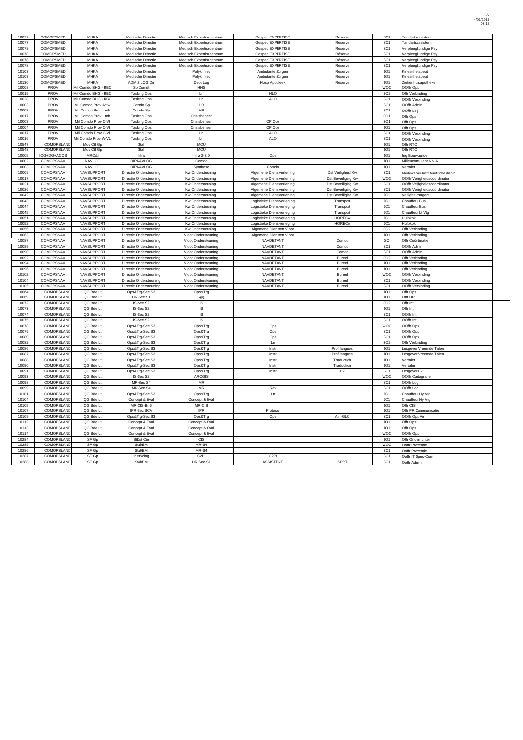| | | | | | | | | |
|---|---|---|---|---|---|---|---|---|
| 10077 | COMOPSMED | MHKA | Medische Directie | Medisch Expertisecentrum | Gespec EXPERTISE | Réserve | SC1 | Tandartsassistent |
| 10077 | COMOPSMED | MHKA | Medische Directie | Medisch Expertisecentrum | Gespec EXPERTISE | Réserve | SC1 | Tandartsassistent |
| 10078 | COMOPSMED | MHKA | Medische Directie | Medisch Expertisecentrum | Gespec EXPERTISE | Réserve | SC1 | Verpleegkundige Psy |
| 10078 | COMOPSMED | MHKA | Medische Directie | Medisch Expertisecentrum | Gespec EXPERTISE | Réserve | SC1 | Verpleegkundige Psy |
| 10078 | COMOPSMED | MHKA | Medische Directie | Medisch Expertisecentrum | Gespec EXPERTISE | Réserve | SC1 | Verpleegkundige Psy |
| 10078 | COMOPSMED | MHKA | Medische Directie | Medisch Expertisecentrum | Gespec EXPERTISE | Réserve | SC1 | Verpleegkundige Psy |
| 10103 | COMOPSMED | MHKA | Medische Directie | Polykliniek | Ambulante Zorgen | Réserve | JO1 | Kinesitherapeut |
| 10103 | COMOPSMED | MHKA | Medische Directie | Polykliniek | Ambulante Zorgen | Réserve | JO1 | Kinesitherapeut |
| 10130 | COMOPSMED | MHKA | ADM & LOG Dir | Dept Log | Hosp Apotheek | Réserve | JO1 | Ziekenhuisapotheker |
| 10008 | PROV | Mil Comdo BHG - RBC | Sp Comdt | HNS | | | WOC | OOffr Ops |
| 10019 | PROV | Mil Comdo BHG - RBC | Tasking Ops | Ln | HLO | | SO2 | Offr Verbinding |
| 10028 | PROV | Mil Comdo BHG - RBC | Tasking Ops | Ln | ALO | | SC1 | OOffr Verbinding |
| 10003 | PROV | Mil Comdo Prov Antw | Comdo Sp | HR | | | SC1 | OOffr Admin |
| 10007 | PROV | Mil Comdo Prov Limb | Comdo Sp | MR | | | SC1 | OOffr Log |
| 10017 | PROV | Mil Comdo Prov Limb | Tasking Ops | Crisisbeheer | | | SO1 | Offr Ops |
| 10003 | PROV | Mil Comdo Prov O-Vl | Tasking Ops | Crisisbeheer | CP Ops | | SO1 | Offr Ops |
| 10004 | PROV | Mil Comdo Prov O-Vl | Tasking Ops | Crisisbeheer | CP Ops | | JO1 | Offr Ops |
| 10017 | PROV | Mil Comdo Prov O-Vl | Tasking Ops | Ln | ALO | | SC1 | OOffr Verbinding |
| 10016 | PROV | Mil Comdo Prov W-VL | Tasking Ops | Ln | ALO | | SC1 | OOffr Verbinding |
| 10547 | COMOPSLAND | Mov Ctl Gp | Staf | MCU | | | JO1 | Offr RTO |
| 10548 | COMOPSLAND | Mov Ctl Gp | Staf | MCU | | | JO1 | Offr RTO |
| 10005 | IOG+DG+ACOS | MRC&I | Infra | Infra 2-3 D | Ops | | JO1 | Ing Bouwkunde |
| 10002 | COMOPSNAV | NAVLOG | DIRNAVLOG | Comdo | | | JO1 | Milieuconsulent Niv A |
| 10003 | COMOPSNAV | NAVLOG | DIRNAVLOG | Synthese | Comdo | | JO1 | Vertaler |
| 10009 | COMOPSNAV | NAVSUPPORT | Directie Ondersteuning | Kw Ondersteuning | Algemene Dienstverlening | Dst Veiligheid Kw | SC1 | Medewerker Instr Nautische dienst |
| 10017 | COMOPSNAV | NAVSUPPORT | Directie Ondersteuning | Kw Ondersteuning | Algemene Dienstverlening | Dst Beveiliging Kw | WOC | OOffr Veiligheidscoördinator |
| 10021 | COMOPSNAV | NAVSUPPORT | Directie Ondersteuning | Kw Ondersteuning | Algemene Dienstverlening | Dst Beveiliging Kw | SC1 | OOffr Veiligheidscoördinator |
| 10026 | COMOPSNAV | NAVSUPPORT | Directie Ondersteuning | Kw Ondersteuning | Algemene Dienstverlening | Dst Beveiliging Kw | SC1 | OOffr Veiligheidscoördinator |
| 10042 | COMOPSNAV | NAVSUPPORT | Directie Ondersteuning | Kw Ondersteuning | Algemene Dienstverlening | Dst Beveiliging Kw | JC1 | Veiligheidsagent |
| 10043 | COMOPSNAV | NAVSUPPORT | Directie Ondersteuning | Kw Ondersteuning | Logistieke Dienstverleging | Transport | JC1 | Chauffeur Bus |
| 10044 | COMOPSNAV | NAVSUPPORT | Directie Ondersteuning | Kw Ondersteuning | Logistieke Dienstverleging | Transport | JC1 | Chauffeur Bus |
| 10045 | COMOPSNAV | NAVSUPPORT | Directie Ondersteuning | Kw Ondersteuning | Logistieke Dienstverleging | Transport | JC1 | Chauffeur Lt Vtg |
| 10051 | COMOPSNAV | NAVSUPPORT | Directie Ondersteuning | Kw Ondersteuning | Logistieke Dienstverleging | HORECA | JC1 | Hulpkok |
| 10052 | COMOPSNAV | NAVSUPPORT | Directie Ondersteuning | Kw Ondersteuning | Logistieke Dienstverleging | HORECA | JC1 | Hulpkok |
| 10056 | COMOPSNAV | NAVSUPPORT | Directie Ondersteuning | Kw Ondersteuning | Algemene Diensten Vloot | | SO2 | Offr Verbinding |
| 10063 | COMOPSNAV | NAVSUPPORT | Directie Ondersteuning | Vloot Ondersteuning | Algemene Diensten Vloot | | JO1 | Offr Verbinding |
| 10087 | COMOPSNAV | NAVSUPPORT | Directie Ondersteuning | Vloot Ondersteuning | NAVDETANT | Comdo | SO | Offr Coördinatie |
| 10089 | COMOPSNAV | NAVSUPPORT | Directie Ondersteuning | Vloot Ondersteuning | NAVDETANT | Comdo | SC1 | OOffr Admin |
| 10090 | COMOPSNAV | NAVSUPPORT | Directie Ondersteuning | Vloot Ondersteuning | NAVDETANT | Comdo | SC1 | OOffr Admin |
| 10092 | COMOPSNAV | NAVSUPPORT | Directie Ondersteuning | Vloot Ondersteuning | NAVDETANT | Bureel | SO2 | Offr Verbinding |
| 10094 | COMOPSNAV | NAVSUPPORT | Directie Ondersteuning | Vloot Ondersteuning | NAVDETANT | Bureel | JO1 | Offr Verbinding |
| 10096 | COMOPSNAV | NAVSUPPORT | Directie Ondersteuning | Vloot Ondersteuning | NAVDETANT | Bureel | JO1 | Offr Verbinding |
| 10102 | COMOPSNAV | NAVSUPPORT | Directie Ondersteuning | Vloot Ondersteuning | NAVDETANT | Bureel | WOC | OOffr Verbinding |
| 10104 | COMOPSNAV | NAVSUPPORT | Directie Ondersteuning | Vloot Ondersteuning | NAVDETANT | Bureel | SC1 | OOffr Verbinding |
| 10105 | COMOPSNAV | NAVSUPPORT | Directie Ondersteuning | Vloot Ondersteuning | NAVDETANT | Bureel | SC1 | OOffr Verbinding |
| 10064 | COMOPSLAND | QG Bde Lt | Ops&Trg-Sec S3 | Ops&Trg | | | JO1 | Offr Ops |
| 10069 | COMOPSLAND | QG Bde Lt | HR-Sec S1 | HR | | | JO1 | Offr HR |
| 10072 | COMOPSLAND | QG Bde Lt | IS-Sec S2 | IS | | | SO2 | Offr Int |
| 10073 | COMOPSLAND | QG Bde Lt | IS-Sec S2 | IS | | | JO1 | Offr Int |
| 10074 | COMOPSLAND | QG Bde Lt | IS-Sec S2 | IS | | | SC1 | OOffr Int |
| 10075 | COMOPSLAND | QG Bde Lt | IS-Sec S2 | IS | | | SC1 | OOffr Int |
| 10078 | COMOPSLAND | QG Bde Lt | Ops&Trg-Sec S3 | Ops&Trg | Ops | | WOC | OOffr Ops |
| 10079 | COMOPSLAND | QG Bde Lt | Ops&Trg-Sec S3 | Ops&Trg | Ops | | SC1 | OOffr Ops |
| 10080 | COMOPSLAND | QG Bde Lt | Ops&Trg-Sec S3 | Ops&Trg | Ops | | SC1 | OOffr Ops |
| 10082 | COMOPSLAND | QG Bde Lt | Ops&Trg-Sec S3 | Ops&Trg | Ln | | SO2 | Offr Verbinding |
| 10086 | COMOPSLAND | QG Bde Lt | Ops&Trg-Sec S3 | Ops&Trg | Instr | Prof langues | JO1 | Lesgever Vreemde Talen |
| 10087 | COMOPSLAND | QG Bde Lt | Ops&Trg-Sec S3 | Ops&Trg | Instr | Prof langues | JO1 | Lesgever Vreemde Talen |
| 10088 | COMOPSLAND | QG Bde Lt | Ops&Trg-Sec S3 | Ops&Trg | Instr | Traduction | JO1 | Vertaler |
| 10090 | COMOPSLAND | QG Bde Lt | Ops&Trg-Sec S3 | Ops&Trg | Instr | Traduction | JO1 | Vertaler |
| 10091 | COMOPSLAND | QG Bde Lt | Ops&Trg-Sec S3 | Ops&Trg | Instr | EZ | SC1 | Lesgever EZ |
| 10093 | COMOPSLAND | QG Bde Lt | IS-Sec S2 | ARCGIS | | | WOC | OOffr Cartografie |
| 10098 | COMOPSLAND | QG Bde Lt | MR-Sec S4 | MR | | | SC1 | OOffr Log |
| 10099 | COMOPSLAND | QG Bde Lt | MR-Sec S4 | MR | Rav | | SC1 | OOffr Log |
| 10101 | COMOPSLAND | QG Bde Lt | Ops&Trg-Sec S3 | Ops&Trg | Ln | | JC1 | Chauffeur Hy Vtg |
| 10104 | COMOPSLAND | QG Bde Lt | Concept & Eval | Concept & Eval | | | JC1 | Chauffeur Hy Vtg |
| 10105 | COMOPSLAND | QG Bde Lt | MR-CIS-Br 6 | MR-CIS | | | JO1 | Offr CIS |
| 10107 | COMOPSLAND | QG Bde Lt | IPR-Sec SCV | IPR | Protocol | | JO1 | Offr PR Communicatie |
| 10109 | COMOPSLAND | QG Bde Lt | Ops&Trg-Sec S3 | Ops&Trg | Ops | Air -GLO | SC1 | OOffr Ops Air |
| 10112 | COMOPSLAND | QG Bde Lt | Concept & Eval | Concept & Eval | | | JO1 | Offr Ops |
| 10113 | COMOPSLAND | QG Bde Lt | Concept & Eval | Concept & Eval | | | JO1 | Offr Ops |
| 10114 | COMOPSLAND | QG Bde Lt | Concept & Eval | Concept & Eval | | | WOC | OOffr Ops |
| 10284 | COMOPSLAND | SF Gp | StDst Cie | CIS | | | JO1 | Offr Onderrichter |
| 10285 | COMOPSLAND | SF Gp | Staf/EM | MR-S4 | | | WOC | Ooffr Preventie |
| 10286 | COMOPSLAND | SF Gp | Staf/EM | MR-S4 | | | SC1 | Ooffr Preventie |
| 10287 | COMOPSLAND | SF Gp | InstrWing | C2PI | C2PI | | SC1 | Ooffr IT Spec-Com |
| 10288 | COMOPSLAND | SF Gp | Staf/EM | HR Sec S1 | ASSISTENT | SPPT | SC1 | Ooffr Admin |